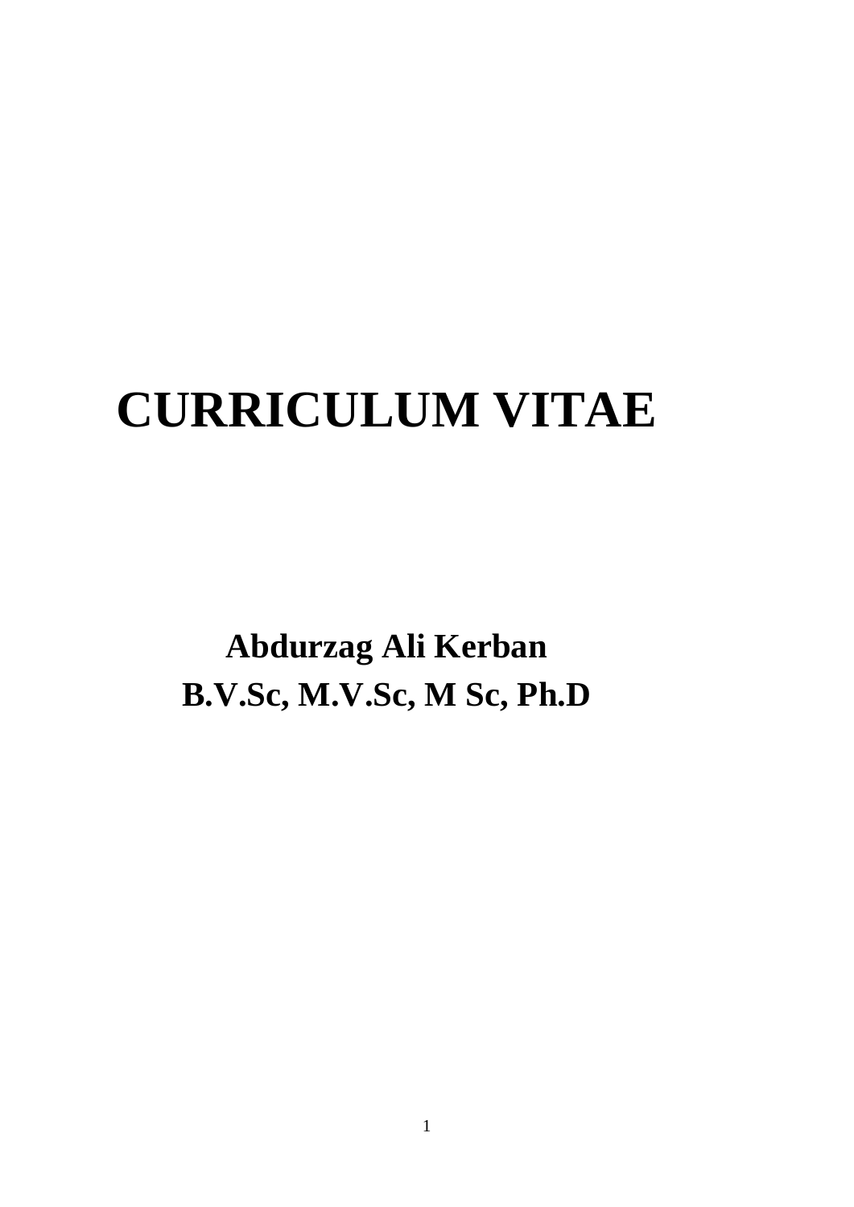# CURRICULUM VITAE

**Abdurzag Ali Kerban**

**B.V.Sc, M.V.Sc, M Sc, Ph.D**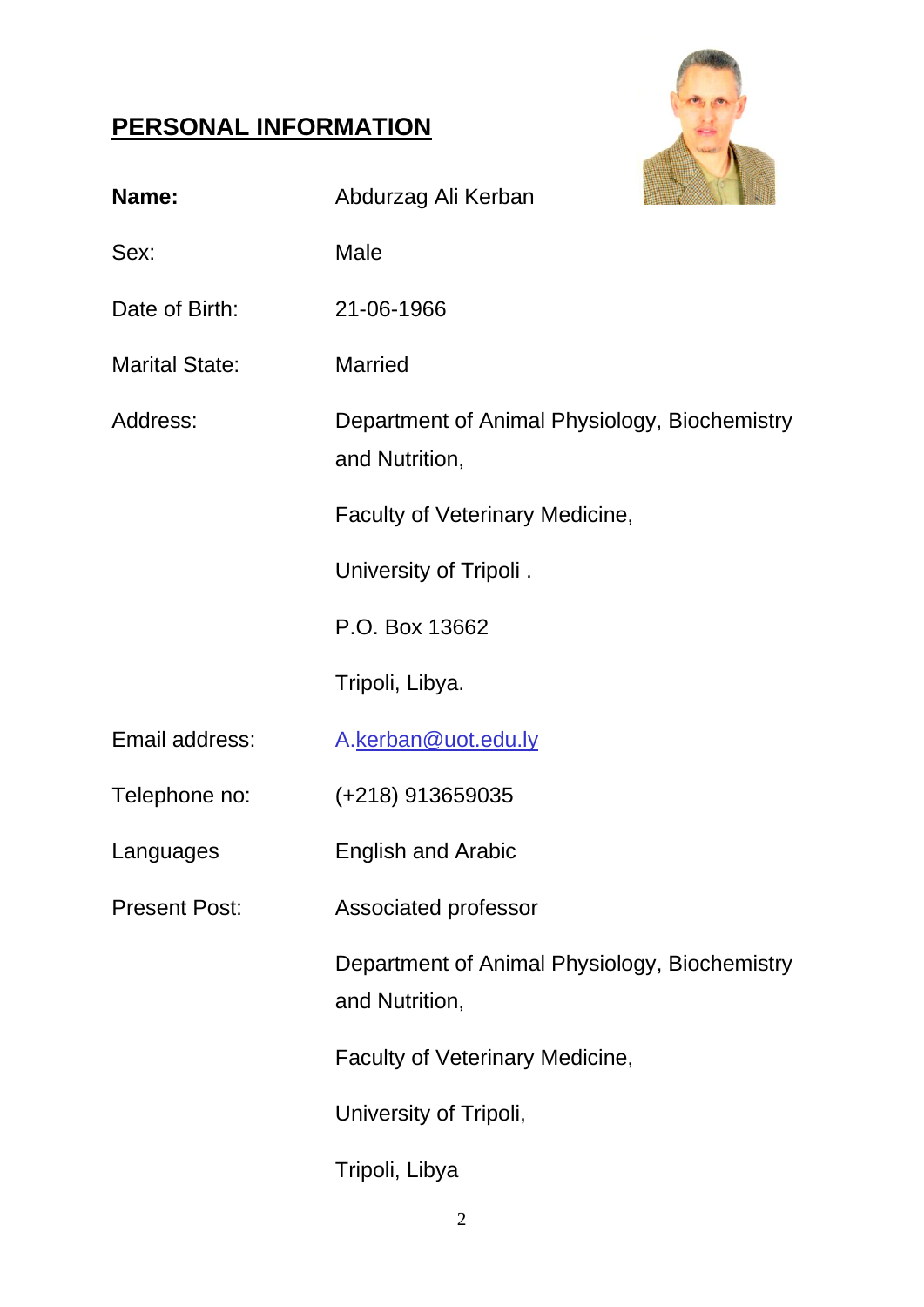## PERSONAL INFORMATION

| | |
|---|---|
| **Name:** | Abdurzag Ali Kerban |
| Sex: | Male |
| Date of Birth: | 21-06-1966 |
| Marital State: | Married |
| Address: | Department of Animal Physiology, Biochemistry and Nutrition,<br>Faculty of Veterinary Medicine,<br>University of Tripoli .<br>P.O. Box 13662<br>Tripoli, Libya. |
| Email address: | A.kerban@uot.edu.ly |
| Telephone no: | (+218) 913659035 |
| Languages | English and Arabic |
| Present Post: | Associated professor<br>Department of Animal Physiology, Biochemistry and Nutrition,<br>Faculty of Veterinary Medicine,<br>University of Tripoli,<br>Tripoli, Libya |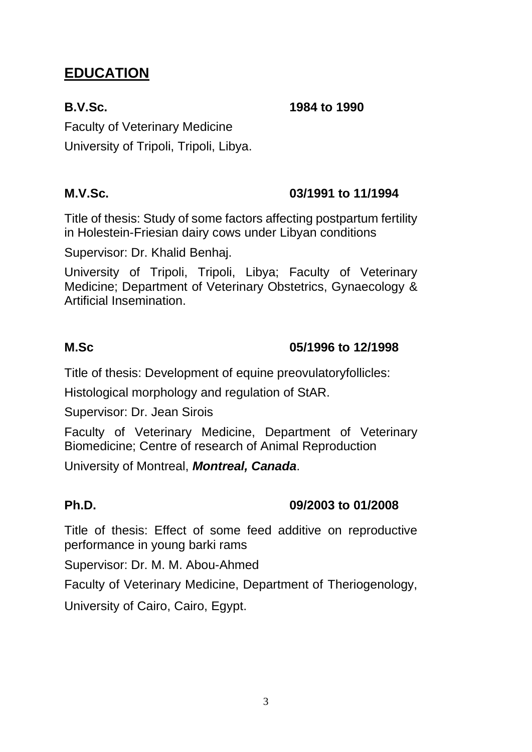# EDUCATION

**B.V.Sc.** **1984 to 1990**

Faculty of Veterinary Medicine

University of Tripoli, Tripoli, Libya.

**M.V.Sc.** **03/1991 to 11/1994**

Title of thesis: Study of some factors affecting postpartum fertility in Holestein-Friesian dairy cows under Libyan conditions

Supervisor: Dr. Khalid Benhaj.

University of Tripoli, Tripoli, Libya; Faculty of Veterinary Medicine; Department of Veterinary Obstetrics, Gynaecology & Artificial Insemination.

**M.Sc** **05/1996 to 12/1998**

Title of thesis: Development of equine preovulatoryfollicles:

Histological morphology and regulation of StAR.

Supervisor: Dr. Jean Sirois

Faculty of Veterinary Medicine, Department of Veterinary Biomedicine; Centre of research of Animal Reproduction

University of Montreal, ***Montreal, Canada***.

**Ph.D.** **09/2003 to 01/2008**

Title of thesis: Effect of some feed additive on reproductive performance in young barki rams

Supervisor: Dr. M. M. Abou-Ahmed

Faculty of Veterinary Medicine, Department of Theriogenology,

University of Cairo, Cairo, Egypt.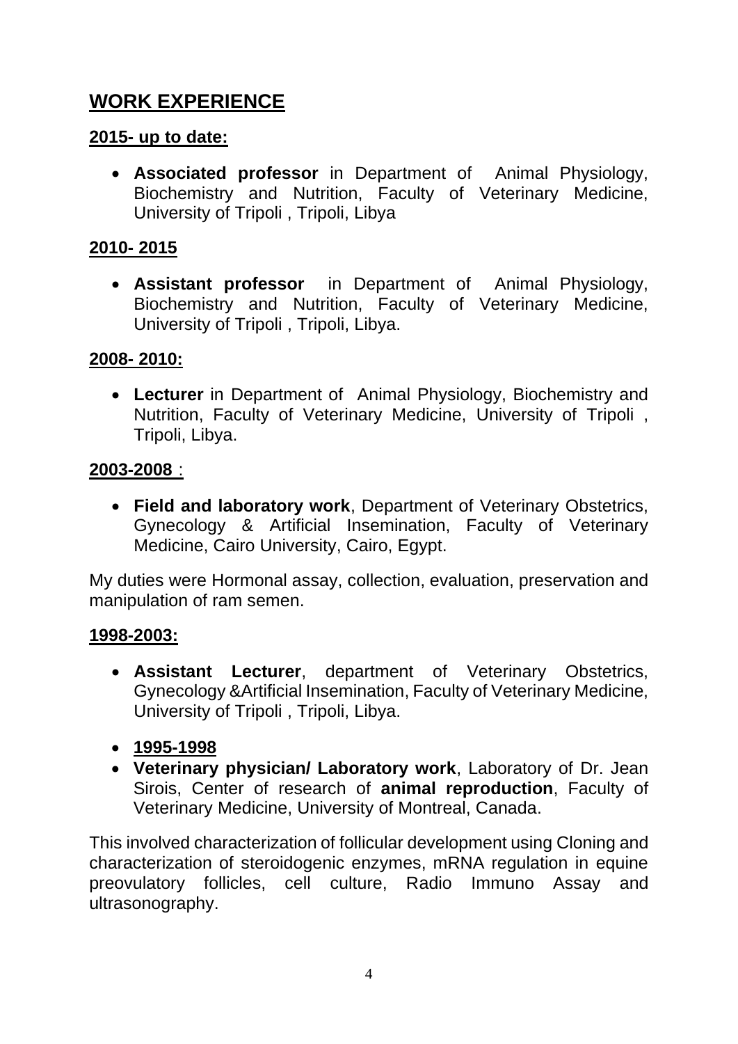## WORK EXPERIENCE

**2015- up to date:**

- **Associated professor** in Department of Animal Physiology, Biochemistry and Nutrition, Faculty of Veterinary Medicine, University of Tripoli , Tripoli, Libya

**2010- 2015**

- **Assistant professor** in Department of Animal Physiology, Biochemistry and Nutrition, Faculty of Veterinary Medicine, University of Tripoli , Tripoli, Libya.

**2008- 2010:**

- **Lecturer** in Department of Animal Physiology, Biochemistry and Nutrition, Faculty of Veterinary Medicine, University of Tripoli , Tripoli, Libya.

**2003-2008** :

- **Field and laboratory work**, Department of Veterinary Obstetrics, Gynecology & Artificial Insemination, Faculty of Veterinary Medicine, Cairo University, Cairo, Egypt.

My duties were Hormonal assay, collection, evaluation, preservation and manipulation of ram semen.

**1998-2003:**

- **Assistant Lecturer**, department of Veterinary Obstetrics, Gynecology &Artificial Insemination, Faculty of Veterinary Medicine, University of Tripoli , Tripoli, Libya.
- **1995-1998**
- **Veterinary physician/ Laboratory work**, Laboratory of Dr. Jean Sirois, Center of research of **animal reproduction**, Faculty of Veterinary Medicine, University of Montreal, Canada.

This involved characterization of follicular development using Cloning and characterization of steroidogenic enzymes, mRNA regulation in equine preovulatory follicles, cell culture, Radio Immuno Assay and ultrasonography.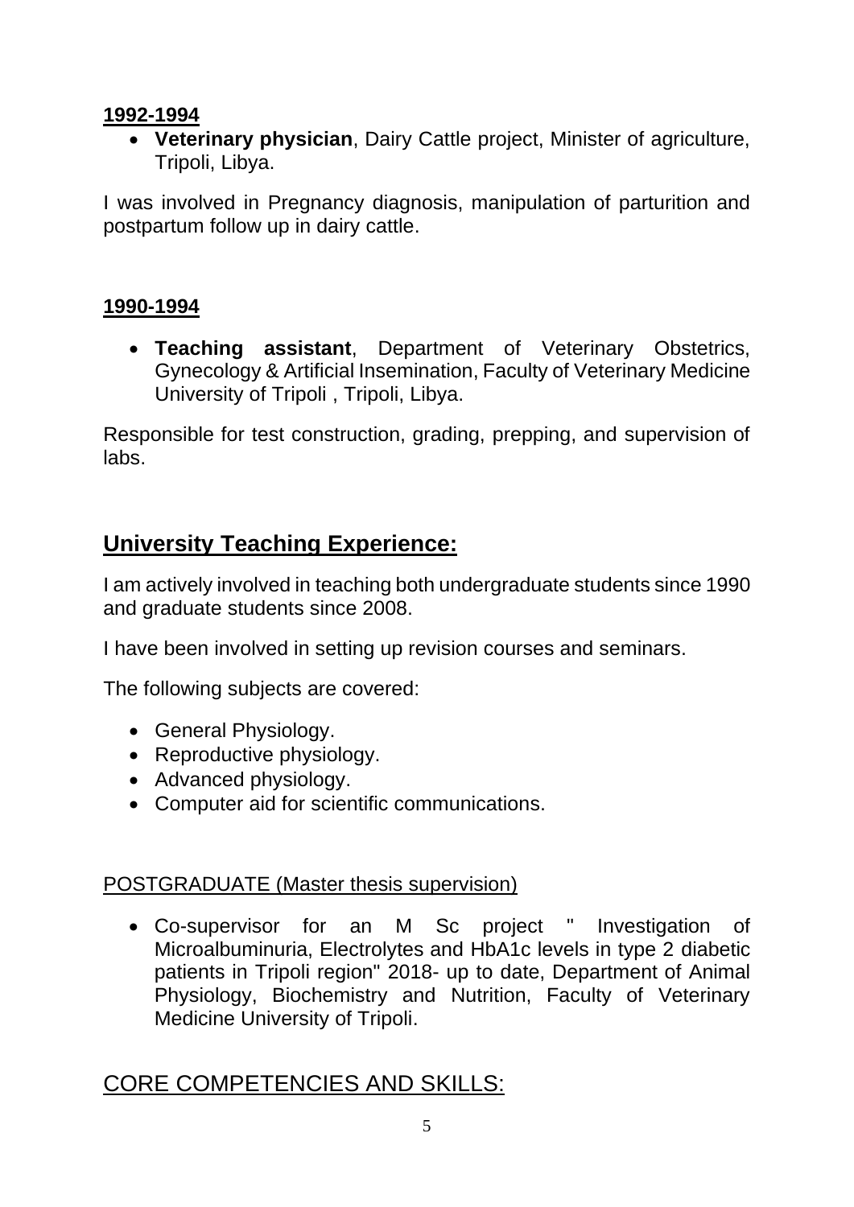**1992-1994**

- **Veterinary physician**, Dairy Cattle project, Minister of agriculture, Tripoli, Libya.

I was involved in Pregnancy diagnosis, manipulation of parturition and postpartum follow up in dairy cattle.

**1990-1994**

- **Teaching assistant**, Department of Veterinary Obstetrics, Gynecology & Artificial Insemination, Faculty of Veterinary Medicine University of Tripoli , Tripoli, Libya.

Responsible for test construction, grading, prepping, and supervision of labs.

## University Teaching Experience:

I am actively involved in teaching both undergraduate students since 1990 and graduate students since 2008.

I have been involved in setting up revision courses and seminars.

The following subjects are covered:

- General Physiology.
- Reproductive physiology.
- Advanced physiology.
- Computer aid for scientific communications.

POSTGRADUATE (Master thesis supervision)

- Co-supervisor for an M Sc project " Investigation of Microalbuminuria, Electrolytes and HbA1c levels in type 2 diabetic patients in Tripoli region" 2018- up to date, Department of Animal Physiology, Biochemistry and Nutrition, Faculty of Veterinary Medicine University of Tripoli.

## CORE COMPETENCIES AND SKILLS: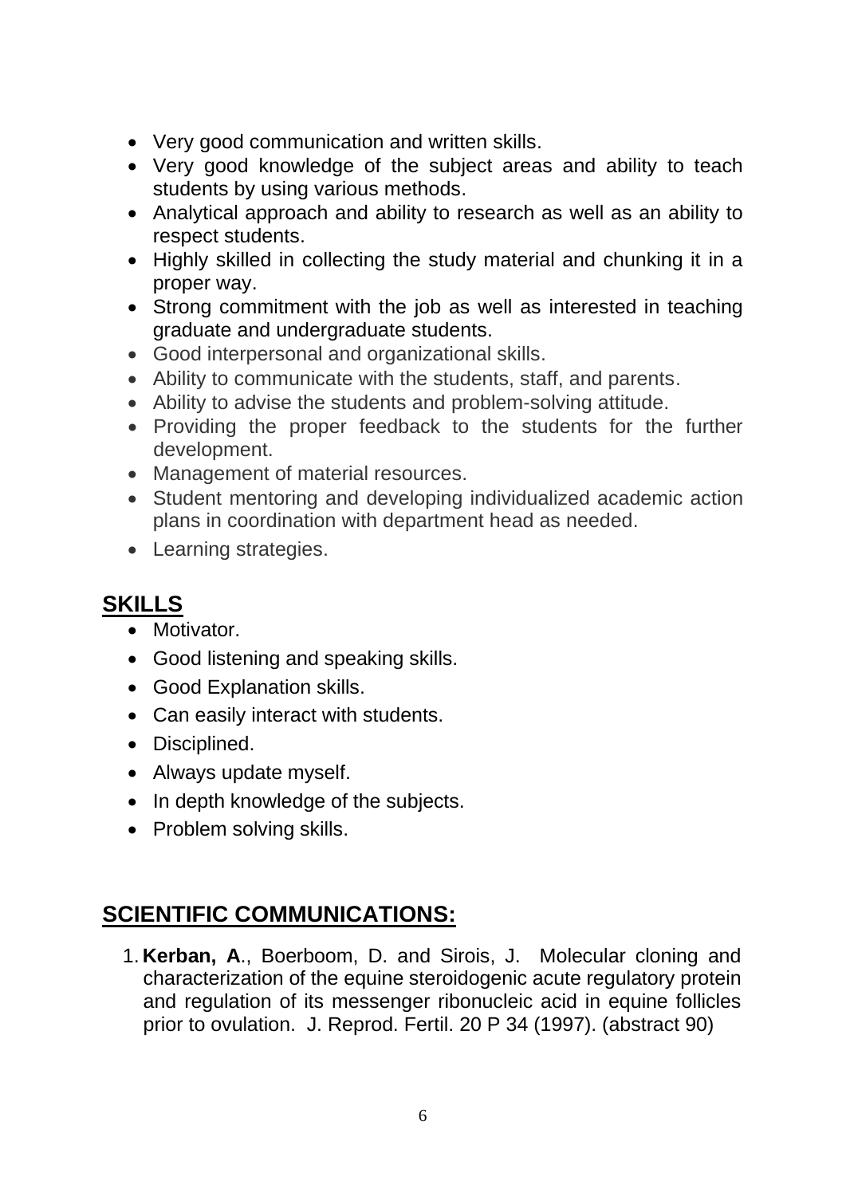- Very good communication and written skills.
- Very good knowledge of the subject areas and ability to teach students by using various methods.
- Analytical approach and ability to research as well as an ability to respect students.
- Highly skilled in collecting the study material and chunking it in a proper way.
- Strong commitment with the job as well as interested in teaching graduate and undergraduate students.
- Good interpersonal and organizational skills.
- Ability to communicate with the students, staff, and parents.
- Ability to advise the students and problem-solving attitude.
- Providing the proper feedback to the students for the further development.
- Management of material resources.
- Student mentoring and developing individualized academic action plans in coordination with department head as needed.
- Learning strategies.

## SKILLS

- Motivator.
- Good listening and speaking skills.
- Good Explanation skills.
- Can easily interact with students.
- Disciplined.
- Always update myself.
- In depth knowledge of the subjects.
- Problem solving skills.

## SCIENTIFIC COMMUNICATIONS:

1. **Kerban, A**., Boerboom, D. and Sirois, J. Molecular cloning and characterization of the equine steroidogenic acute regulatory protein and regulation of its messenger ribonucleic acid in equine follicles prior to ovulation. J. Reprod. Fertil. 20 P 34 (1997). (abstract 90)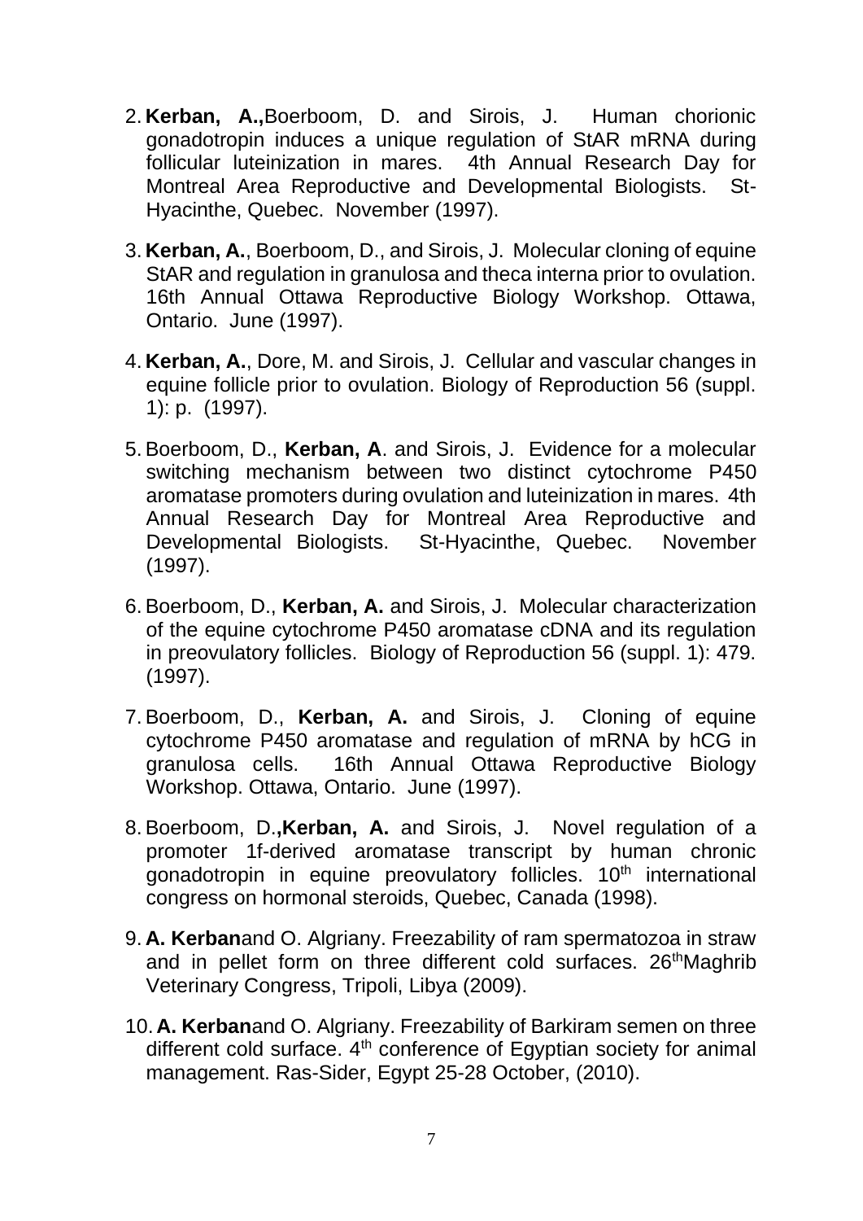2. **Kerban, A.,**Boerboom, D. and Sirois, J. Human chorionic gonadotropin induces a unique regulation of StAR mRNA during follicular luteinization in mares. 4th Annual Research Day for Montreal Area Reproductive and Developmental Biologists. St-Hyacinthe, Quebec. November (1997).

3. **Kerban, A.**, Boerboom, D., and Sirois, J. Molecular cloning of equine StAR and regulation in granulosa and theca interna prior to ovulation. 16th Annual Ottawa Reproductive Biology Workshop. Ottawa, Ontario. June (1997).

4. **Kerban, A.**, Dore, M. and Sirois, J. Cellular and vascular changes in equine follicle prior to ovulation. Biology of Reproduction 56 (suppl. 1): p. (1997).

5. Boerboom, D., **Kerban, A**. and Sirois, J. Evidence for a molecular switching mechanism between two distinct cytochrome P450 aromatase promoters during ovulation and luteinization in mares. 4th Annual Research Day for Montreal Area Reproductive and Developmental Biologists. St-Hyacinthe, Quebec. November (1997).

6. Boerboom, D., **Kerban, A.** and Sirois, J. Molecular characterization of the equine cytochrome P450 aromatase cDNA and its regulation in preovulatory follicles. Biology of Reproduction 56 (suppl. 1): 479. (1997).

7. Boerboom, D., **Kerban, A.** and Sirois, J. Cloning of equine cytochrome P450 aromatase and regulation of mRNA by hCG in granulosa cells. 16th Annual Ottawa Reproductive Biology Workshop. Ottawa, Ontario. June (1997).

8. Boerboom, D.**,Kerban, A.** and Sirois, J. Novel regulation of a promoter 1f-derived aromatase transcript by human chronic gonadotropin in equine preovulatory follicles. 10th international congress on hormonal steroids, Quebec, Canada (1998).

9. **A. Kerban**and O. Algriany. Freezability of ram spermatozoa in straw and in pellet form on three different cold surfaces. 26thMaghrib Veterinary Congress, Tripoli, Libya (2009).

10. **A. Kerban**and O. Algriany. Freezability of Barkiram semen on three different cold surface. 4th conference of Egyptian society for animal management. Ras-Sider, Egypt 25-28 October, (2010).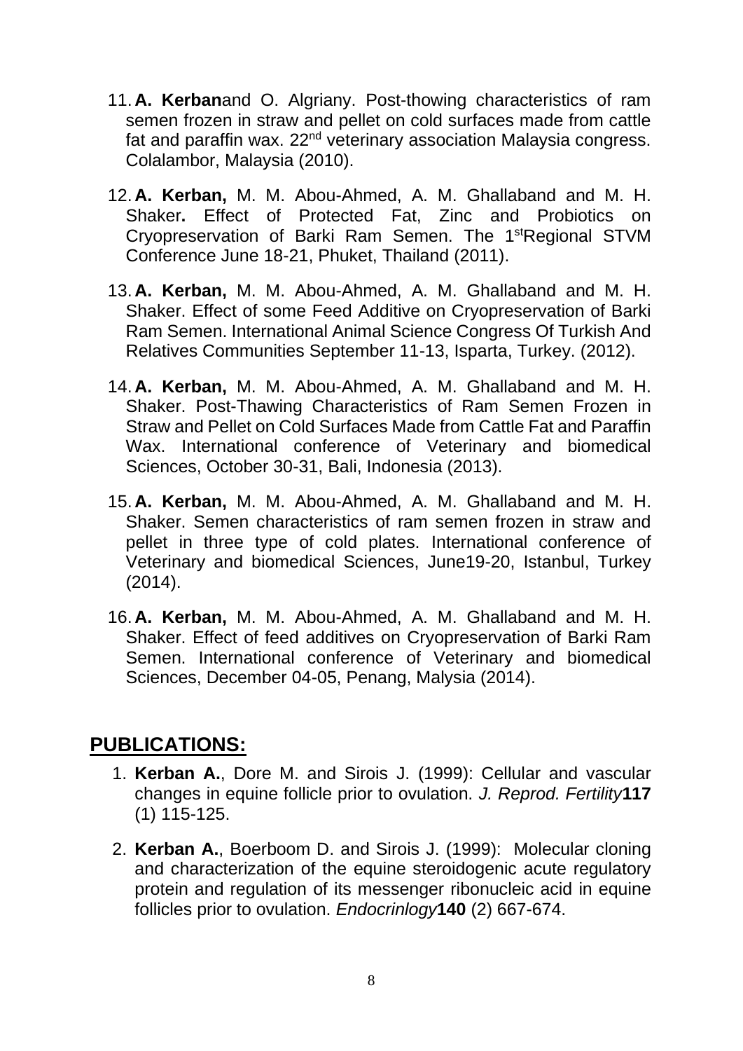11. **A. Kerban**and O. Algriany. Post-thowing characteristics of ram semen frozen in straw and pellet on cold surfaces made from cattle fat and paraffin wax. 22[nd] veterinary association Malaysia congress. Colalambor, Malaysia (2010).

12. **A. Kerban,** M. M. Abou-Ahmed, A. M. Ghallaband and M. H. Shaker**.** Effect of Protected Fat, Zinc and Probiotics on Cryopreservation of Barki Ram Semen. The 1[st]Regional STVM Conference June 18-21, Phuket, Thailand (2011).

13. **A. Kerban,** M. M. Abou-Ahmed, A. M. Ghallaband and M. H. Shaker. Effect of some Feed Additive on Cryopreservation of Barki Ram Semen. International Animal Science Congress Of Turkish And Relatives Communities September 11-13, Isparta, Turkey. (2012).

14. **A. Kerban,** M. M. Abou-Ahmed, A. M. Ghallaband and M. H. Shaker. Post-Thawing Characteristics of Ram Semen Frozen in Straw and Pellet on Cold Surfaces Made from Cattle Fat and Paraffin Wax. International conference of Veterinary and biomedical Sciences, October 30-31, Bali, Indonesia (2013).

15. **A. Kerban,** M. M. Abou-Ahmed, A. M. Ghallaband and M. H. Shaker. Semen characteristics of ram semen frozen in straw and pellet in three type of cold plates. International conference of Veterinary and biomedical Sciences, June19-20, Istanbul, Turkey (2014).

16. **A. Kerban,** M. M. Abou-Ahmed, A. M. Ghallaband and M. H. Shaker. Effect of feed additives on Cryopreservation of Barki Ram Semen. International conference of Veterinary and biomedical Sciences, December 04-05, Penang, Malysia (2014).

## PUBLICATIONS:

1. **Kerban A.**, Dore M. and Sirois J. (1999): Cellular and vascular changes in equine follicle prior to ovulation. *J. Reprod. Fertility***117** (1) 115-125.

2. **Kerban A.**, Boerboom D. and Sirois J. (1999): Molecular cloning and characterization of the equine steroidogenic acute regulatory protein and regulation of its messenger ribonucleic acid in equine follicles prior to ovulation. *Endocrinlogy***140** (2) 667-674.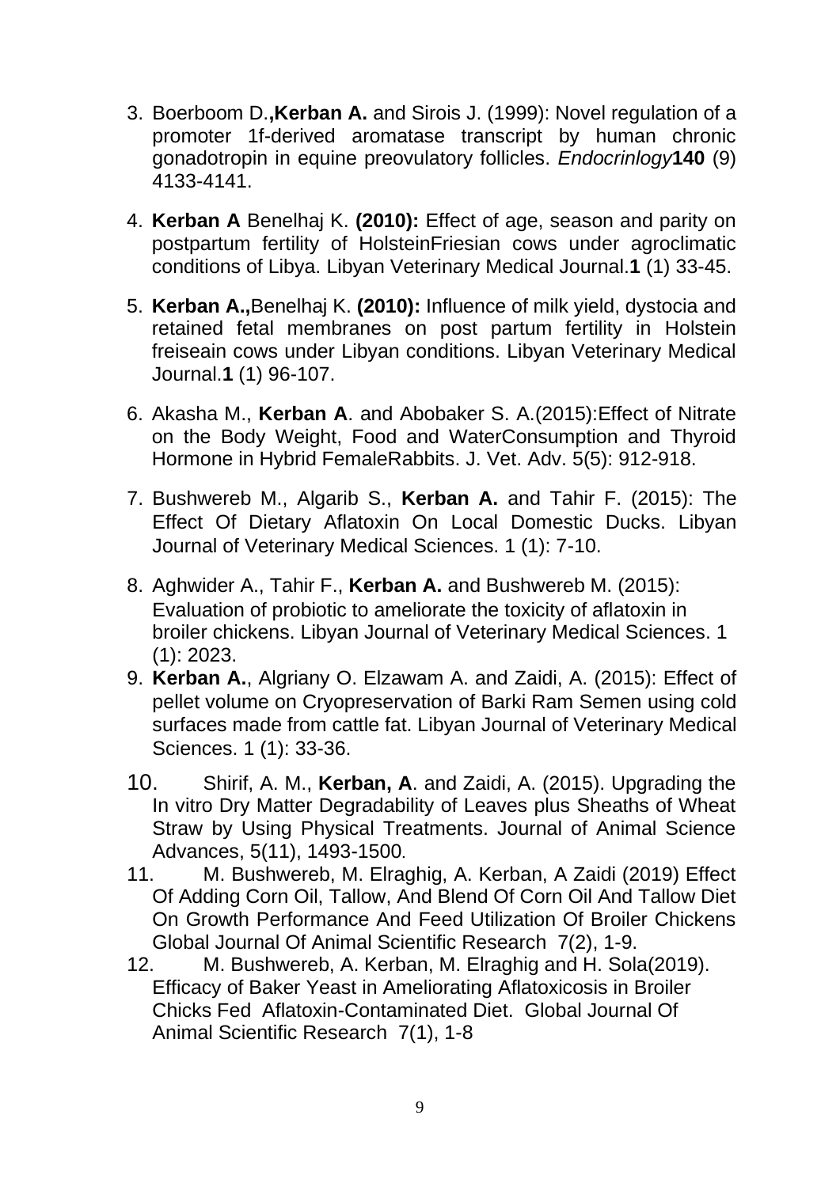3. Boerboom D.**,Kerban A.** and Sirois J. (1999): Novel regulation of a promoter 1f-derived aromatase transcript by human chronic gonadotropin in equine preovulatory follicles. *Endocrinlogy* **140** (9) 4133-4141.

4. **Kerban A** Benelhaj K. **(2010):** Effect of age, season and parity on postpartum fertility of HolsteinFriesian cows under agroclimatic conditions of Libya. Libyan Veterinary Medical Journal.**1** (1) 33-45.

5. **Kerban A.,**Benelhaj K. **(2010):** Influence of milk yield, dystocia and retained fetal membranes on post partum fertility in Holstein freiseain cows under Libyan conditions. Libyan Veterinary Medical Journal.**1** (1) 96-107.

6. Akasha M., **Kerban A**. and Abobaker S. A.(2015):Effect of Nitrate on the Body Weight, Food and WaterConsumption and Thyroid Hormone in Hybrid FemaleRabbits. J. Vet. Adv. 5(5): 912-918.

7. Bushwereb M., Algarib S., **Kerban A.** and Tahir F. (2015): The Effect Of Dietary Aflatoxin On Local Domestic Ducks. Libyan Journal of Veterinary Medical Sciences. 1 (1): 7-10.

8. Aghwider A., Tahir F., **Kerban A.** and Bushwereb M. (2015): Evaluation of probiotic to ameliorate the toxicity of aflatoxin in broiler chickens. Libyan Journal of Veterinary Medical Sciences. 1 (1): 2023.

9. **Kerban A.**, Algriany O. Elzawam A. and Zaidi, A. (2015): Effect of pellet volume on Cryopreservation of Barki Ram Semen using cold surfaces made from cattle fat. Libyan Journal of Veterinary Medical Sciences. 1 (1): 33-36.

10. Shirif, A. M., **Kerban, A**. and Zaidi, A. (2015). Upgrading the In vitro Dry Matter Degradability of Leaves plus Sheaths of Wheat Straw by Using Physical Treatments. Journal of Animal Science Advances, 5(11), 1493-1500.

11. M. Bushwereb, M. Elraghig, A. Kerban, A Zaidi (2019) Effect Of Adding Corn Oil, Tallow, And Blend Of Corn Oil And Tallow Diet On Growth Performance And Feed Utilization Of Broiler Chickens Global Journal Of Animal Scientific Research 7(2), 1-9.

12. M. Bushwereb, A. Kerban, M. Elraghig and H. Sola(2019). Efficacy of Baker Yeast in Ameliorating Aflatoxicosis in Broiler Chicks Fed Aflatoxin-Contaminated Diet. Global Journal Of Animal Scientific Research 7(1), 1-8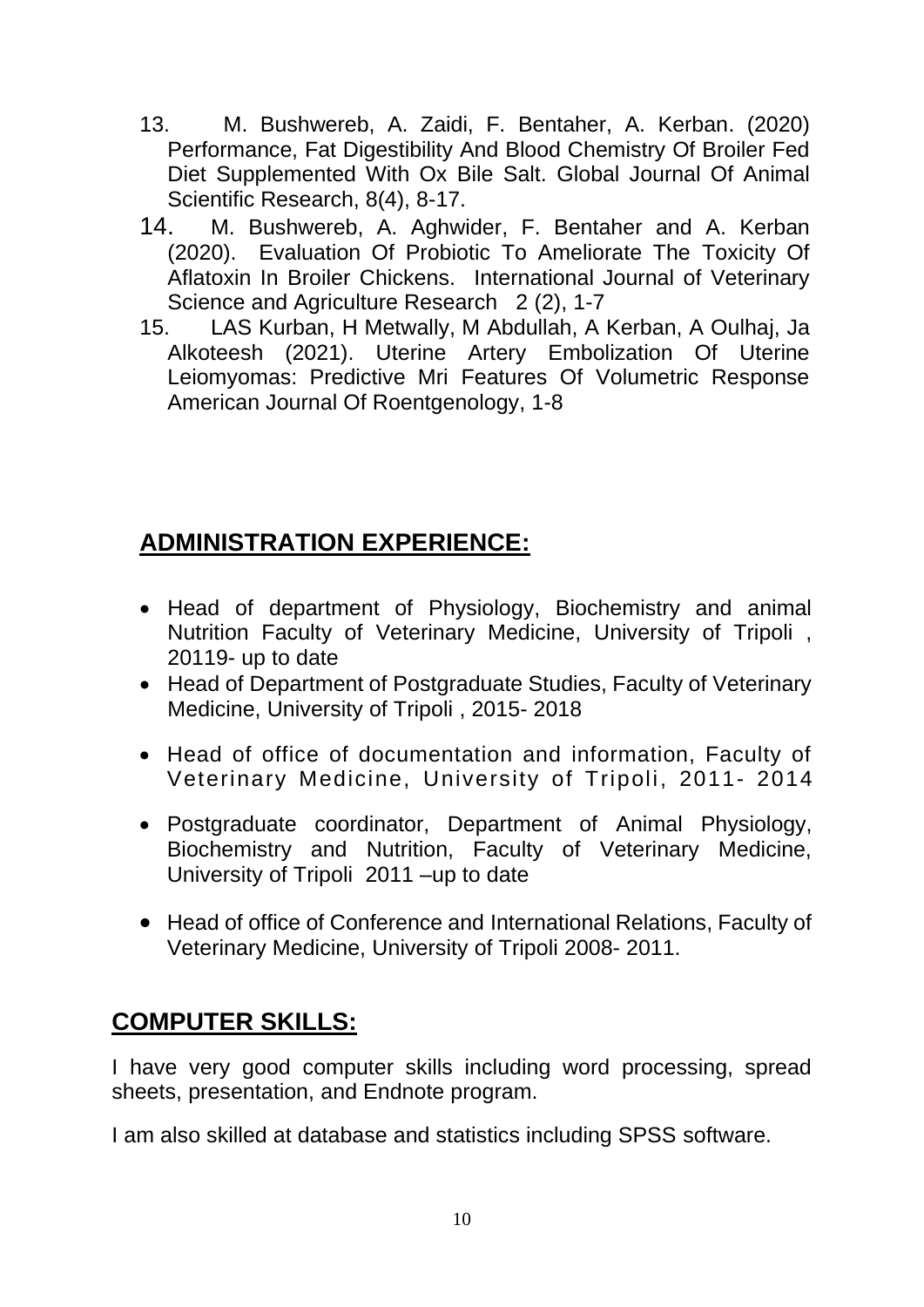13. M. Bushwereb, A. Zaidi, F. Bentaher, A. Kerban. (2020) Performance, Fat Digestibility And Blood Chemistry Of Broiler Fed Diet Supplemented With Ox Bile Salt. Global Journal Of Animal Scientific Research, 8(4), 8-17.
14. M. Bushwereb, A. Aghwider, F. Bentaher and A. Kerban (2020). Evaluation Of Probiotic To Ameliorate The Toxicity Of Aflatoxin In Broiler Chickens. International Journal of Veterinary Science and Agriculture Research 2 (2), 1-7
15. LAS Kurban, H Metwally, M Abdullah, A Kerban, A Oulhaj, Ja Alkoteesh (2021). Uterine Artery Embolization Of Uterine Leiomyomas: Predictive Mri Features Of Volumetric Response American Journal Of Roentgenology, 1-8

## ADMINISTRATION EXPERIENCE:

- Head of department of Physiology, Biochemistry and animal Nutrition Faculty of Veterinary Medicine, University of Tripoli , 20119- up to date
- Head of Department of Postgraduate Studies, Faculty of Veterinary Medicine, University of Tripoli , 2015- 2018
- Head of office of documentation and information, Faculty of Veterinary Medicine, University of Tripoli, 2011- 2014
- Postgraduate coordinator, Department of Animal Physiology, Biochemistry and Nutrition, Faculty of Veterinary Medicine, University of Tripoli 2011 –up to date
- Head of office of Conference and International Relations, Faculty of Veterinary Medicine, University of Tripoli 2008- 2011.

## COMPUTER SKILLS:

I have very good computer skills including word processing, spread sheets, presentation, and Endnote program.

I am also skilled at database and statistics including SPSS software.